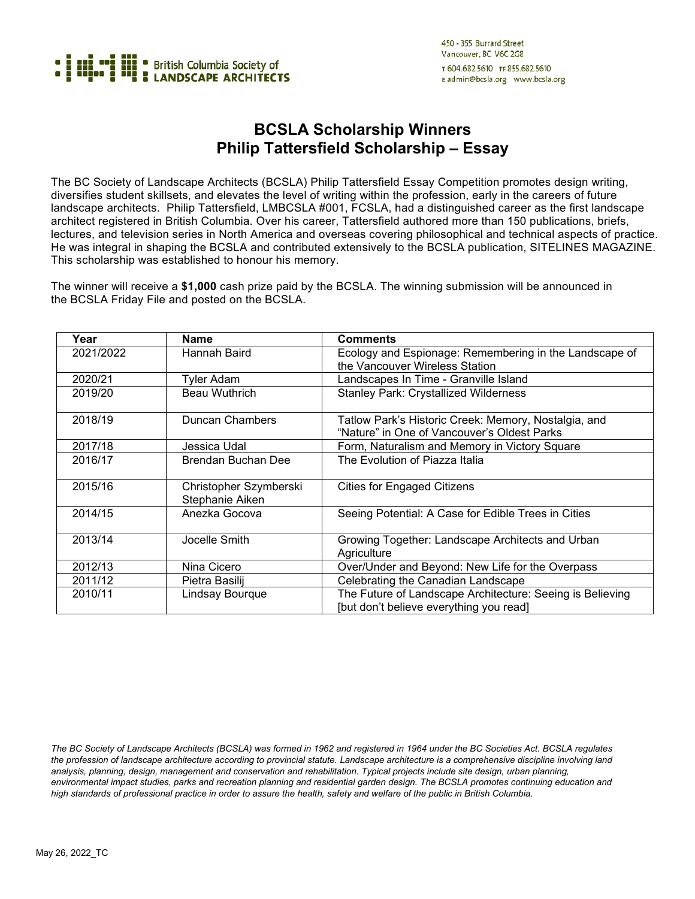British Columbia Society of LANDSCAPE ARCHITECTS

450 - 355 Burrard Street
Vancouver, BC V6C 2G8
T 604.682.5610 TF 855.682.5610
E admin@bcsla.org www.bcsla.org

# BCSLA Scholarship Winners
# Philip Tattersfield Scholarship – Essay

The BC Society of Landscape Architects (BCSLA) Philip Tattersfield Essay Competition promotes design writing, diversifies student skillsets, and elevates the level of writing within the profession, early in the careers of future landscape architects. Philip Tattersfield, LMBCSLA #001, FCSLA, had a distinguished career as the first landscape architect registered in British Columbia. Over his career, Tattersfield authored more than 150 publications, briefs, lectures, and television series in North America and overseas covering philosophical and technical aspects of practice. He was integral in shaping the BCSLA and contributed extensively to the BCSLA publication, SITELINES MAGAZINE. This scholarship was established to honour his memory.

The winner will receive a **$1,000** cash prize paid by the BCSLA. The winning submission will be announced in the BCSLA Friday File and posted on the BCSLA.

| Year | Name | Comments |
|---|---|---|
| 2021/2022 | Hannah Baird | Ecology and Espionage: Remembering in the Landscape of the Vancouver Wireless Station |
| 2020/21 | Tyler Adam | Landscapes In Time - Granville Island |
| 2019/20 | Beau Wuthrich | Stanley Park: Crystallized Wilderness |
| 2018/19 | Duncan Chambers | Tatlow Park's Historic Creek: Memory, Nostalgia, and "Nature" in One of Vancouver's Oldest Parks |
| 2017/18 | Jessica Udal | Form, Naturalism and Memory in Victory Square |
| 2016/17 | Brendan Buchan Dee | The Evolution of Piazza Italia |
| 2015/16 | Christopher Szymberski<br>Stephanie Aiken | Cities for Engaged Citizens |
| 2014/15 | Anezka Gocova | Seeing Potential: A Case for Edible Trees in Cities |
| 2013/14 | Jocelle Smith | Growing Together: Landscape Architects and Urban Agriculture |
| 2012/13 | Nina Cicero | Over/Under and Beyond: New Life for the Overpass |
| 2011/12 | Pietra Basilij | Celebrating the Canadian Landscape |
| 2010/11 | Lindsay Bourque | The Future of Landscape Architecture: Seeing is Believing [but don't believe everything you read] |

*The BC Society of Landscape Architects (BCSLA) was formed in 1962 and registered in 1964 under the BC Societies Act. BCSLA regulates the profession of landscape architecture according to provincial statute. Landscape architecture is a comprehensive discipline involving land analysis, planning, design, management and conservation and rehabilitation. Typical projects include site design, urban planning, environmental impact studies, parks and recreation planning and residential garden design. The BCSLA promotes continuing education and high standards of professional practice in order to assure the health, safety and welfare of the public in British Columbia.*

May 26, 2022_TC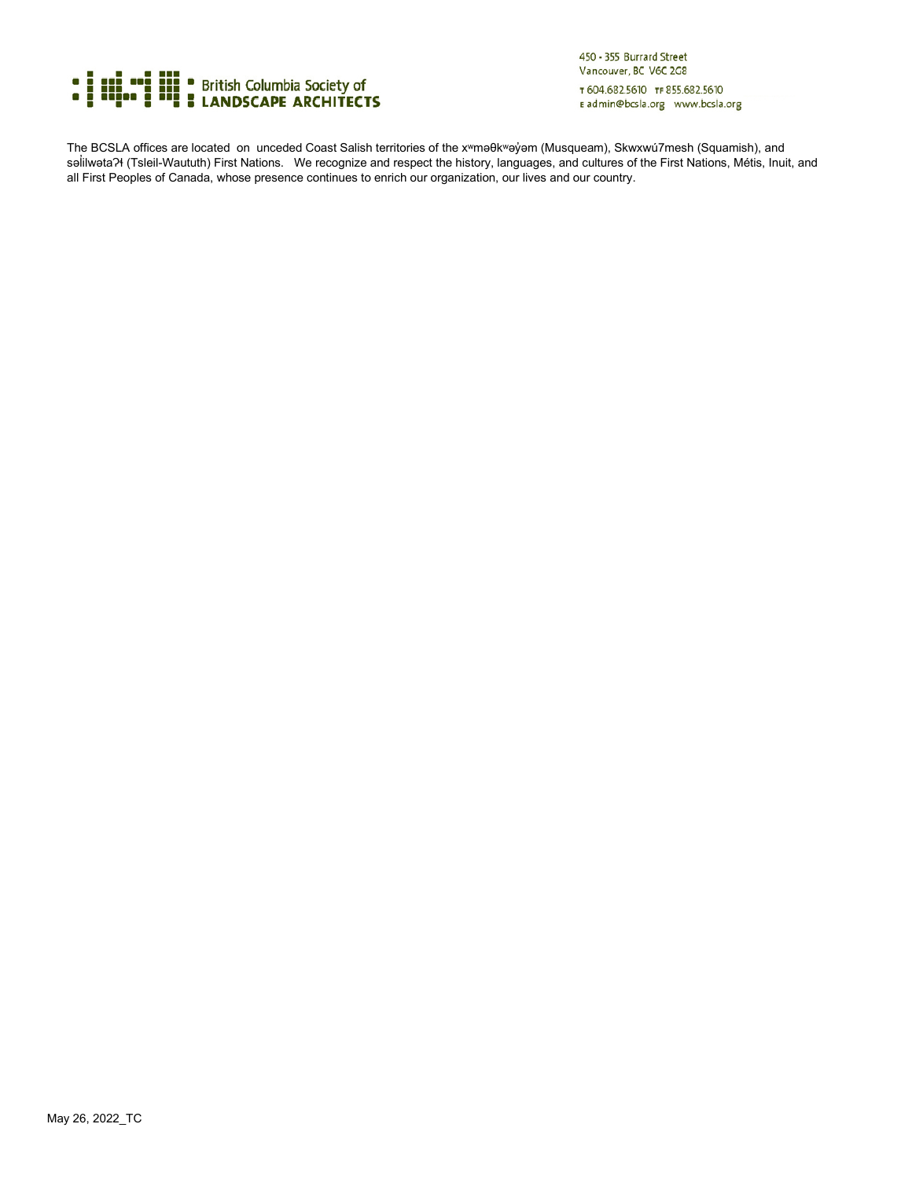British Columbia Society of
**LANDSCAPE ARCHITECTS**

450 - 355 Burrard Street
Vancouver, BC V6C 2G8
T 604.682.5610 TF 855.682.5610
E admin@bcsla.org www.bcsla.org

The BCSLA offices are located on unceded Coast Salish territories of the xʷməθkʷəy̓əm (Musqueam), Skwxwú7mesh (Squamish), and səl̓ilwətaʔɬ (Tsleil-Waututh) First Nations. We recognize and respect the history, languages, and cultures of the First Nations, Métis, Inuit, and all First Peoples of Canada, whose presence continues to enrich our organization, our lives and our country.

May 26, 2022_TC